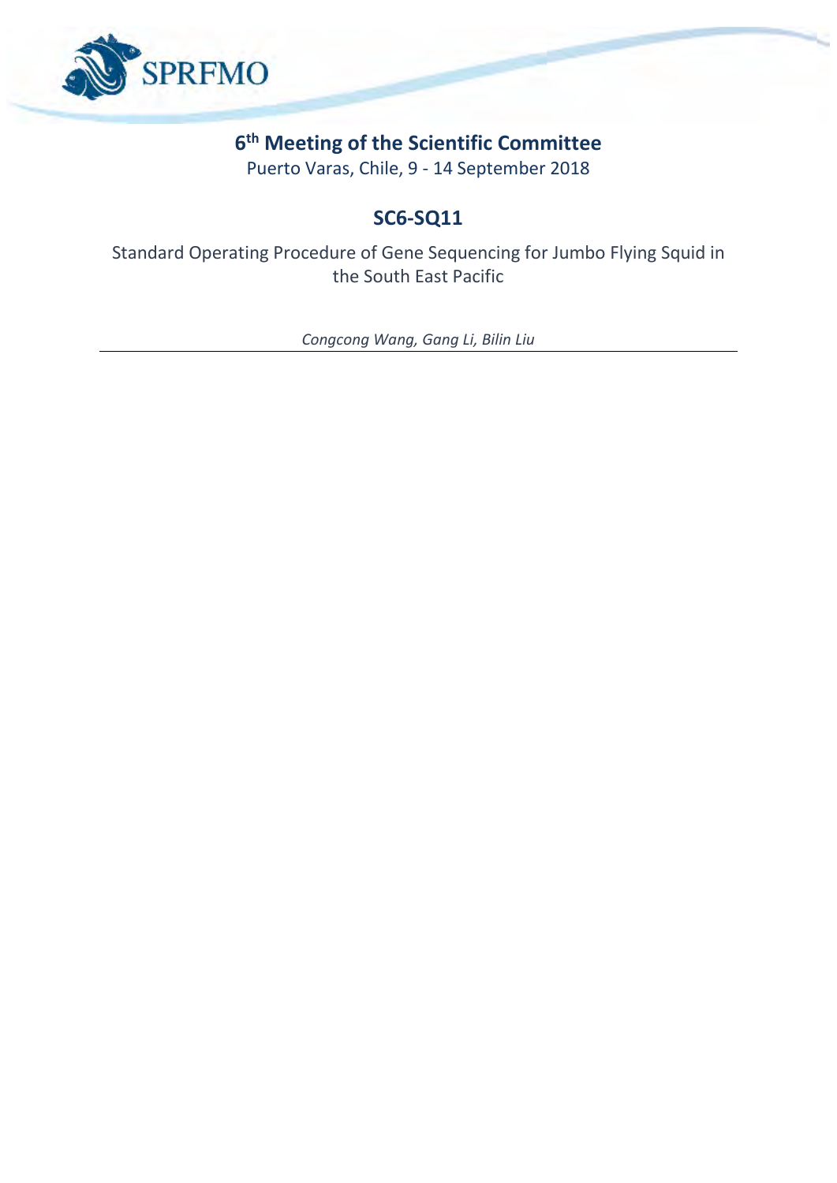SPRFMO

# 6th Meeting of the Scientific Committee

Puerto Varas, Chile, 9 - 14 September 2018

## SC6-SQ11

Standard Operating Procedure of Gene Sequencing for Jumbo Flying Squid in the South East Pacific

*Congcong Wang, Gang Li, Bilin Liu*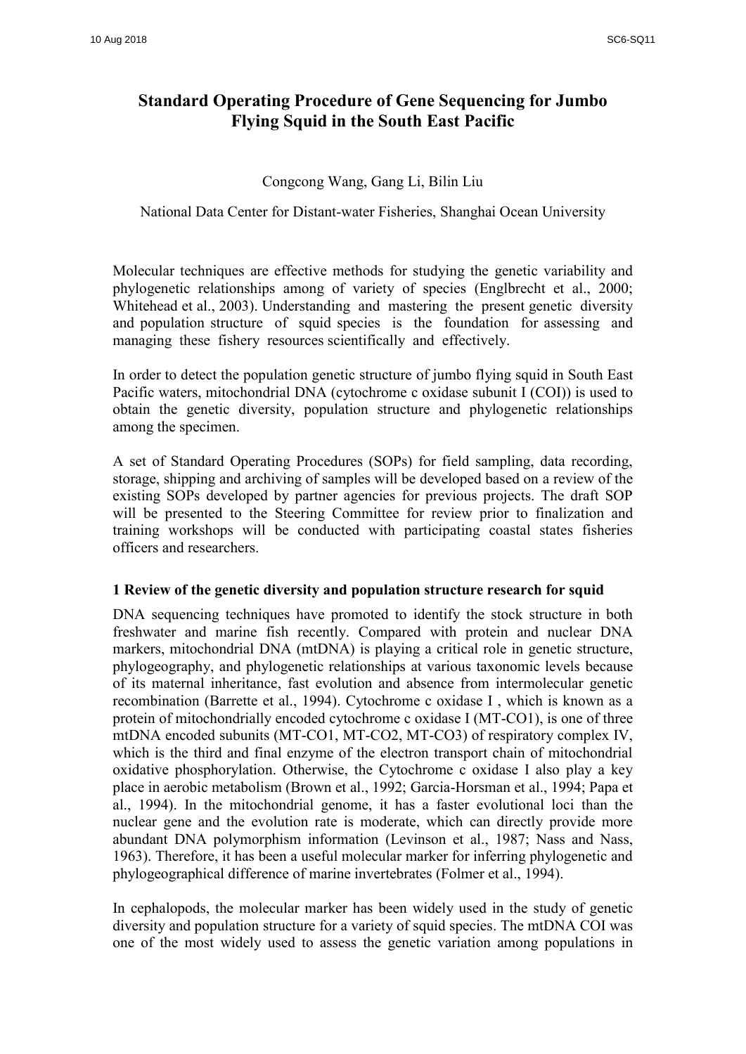# Standard Operating Procedure of Gene Sequencing for Jumbo Flying Squid in the South East Pacific

Congcong Wang, Gang Li, Bilin Liu

National Data Center for Distant-water Fisheries, Shanghai Ocean University

Molecular techniques are effective methods for studying the genetic variability and phylogenetic relationships among of variety of species (Englbrecht et al., 2000; Whitehead et al., 2003). Understanding and mastering the present genetic diversity and population structure of squid species is the foundation for assessing and managing these fishery resources scientifically and effectively.

In order to detect the population genetic structure of jumbo flying squid in South East Pacific waters, mitochondrial DNA (cytochrome c oxidase subunit I (COI)) is used to obtain the genetic diversity, population structure and phylogenetic relationships among the specimen.

A set of Standard Operating Procedures (SOPs) for field sampling, data recording, storage, shipping and archiving of samples will be developed based on a review of the existing SOPs developed by partner agencies for previous projects. The draft SOP will be presented to the Steering Committee for review prior to finalization and training workshops will be conducted with participating coastal states fisheries officers and researchers.

## 1 Review of the genetic diversity and population structure research for squid

DNA sequencing techniques have promoted to identify the stock structure in both freshwater and marine fish recently. Compared with protein and nuclear DNA markers, mitochondrial DNA (mtDNA) is playing a critical role in genetic structure, phylogeography, and phylogenetic relationships at various taxonomic levels because of its maternal inheritance, fast evolution and absence from intermolecular genetic recombination (Barrette et al., 1994). Cytochrome c oxidase I , which is known as a protein of mitochondrially encoded cytochrome c oxidase I (MT-CO1), is one of three mtDNA encoded subunits (MT-CO1, MT-CO2, MT-CO3) of respiratory complex IV, which is the third and final enzyme of the electron transport chain of mitochondrial oxidative phosphorylation. Otherwise, the Cytochrome c oxidase I also play a key place in aerobic metabolism (Brown et al., 1992; Garcia-Horsman et al., 1994; Papa et al., 1994). In the mitochondrial genome, it has a faster evolutional loci than the nuclear gene and the evolution rate is moderate, which can directly provide more abundant DNA polymorphism information (Levinson et al., 1987; Nass and Nass, 1963). Therefore, it has been a useful molecular marker for inferring phylogenetic and phylogeographical difference of marine invertebrates (Folmer et al., 1994).

In cephalopods, the molecular marker has been widely used in the study of genetic diversity and population structure for a variety of squid species. The mtDNA COI was one of the most widely used to assess the genetic variation among populations in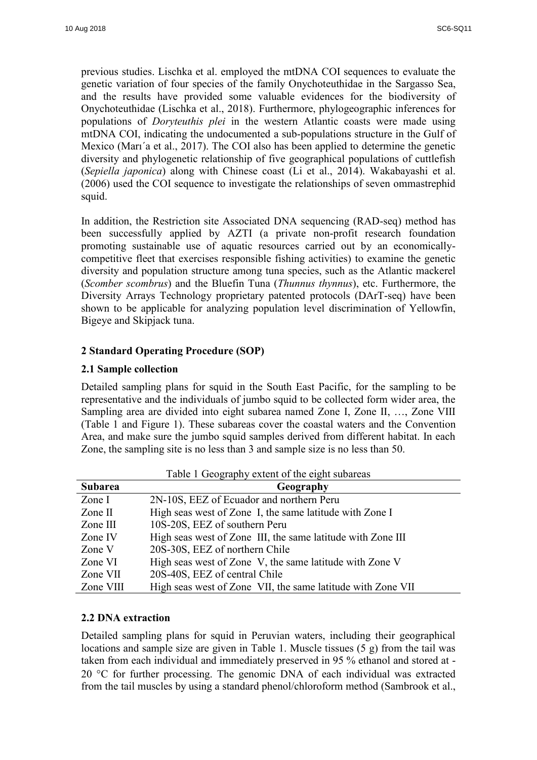previous studies. Lischka et al. employed the mtDNA COI sequences to evaluate the genetic variation of four species of the family Onychoteuthidae in the Sargasso Sea, and the results have provided some valuable evidences for the biodiversity of Onychoteuthidae (Lischka et al., 2018). Furthermore, phylogeographic inferences for populations of *Doryteuthis plei* in the western Atlantic coasts were made using mtDNA COI, indicating the undocumented a sub-populations structure in the Gulf of Mexico (Marı´a et al., 2017). The COI also has been applied to determine the genetic diversity and phylogenetic relationship of five geographical populations of cuttlefish (*Sepiella japonica*) along with Chinese coast (Li et al., 2014). Wakabayashi et al. (2006) used the COI sequence to investigate the relationships of seven ommastrephid squid.

In addition, the Restriction site Associated DNA sequencing (RAD-seq) method has been successfully applied by AZTI (a private non-profit research foundation promoting sustainable use of aquatic resources carried out by an economically-competitive fleet that exercises responsible fishing activities) to examine the genetic diversity and population structure among tuna species, such as the Atlantic mackerel (*Scomber scombrus*) and the Bluefin Tuna (*Thunnus thynnus*), etc. Furthermore, the Diversity Arrays Technology proprietary patented protocols (DArT-seq) have been shown to be applicable for analyzing population level discrimination of Yellowfin, Bigeye and Skipjack tuna.

## 2 Standard Operating Procedure (SOP)

### 2.1 Sample collection

Detailed sampling plans for squid in the South East Pacific, for the sampling to be representative and the individuals of jumbo squid to be collected form wider area, the Sampling area are divided into eight subarea named Zone I, Zone II, …, Zone VIII (Table 1 and Figure 1). These subareas cover the coastal waters and the Convention Area, and make sure the jumbo squid samples derived from different habitat. In each Zone, the sampling site is no less than 3 and sample size is no less than 50.

Table 1 Geography extent of the eight subareas

| Subarea | Geography |
|---|---|
| Zone I | 2N-10S, EEZ of Ecuador and northern Peru |
| Zone II | High seas west of Zone I, the same latitude with Zone I |
| Zone III | 10S-20S, EEZ of southern Peru |
| Zone IV | High seas west of Zone III, the same latitude with Zone III |
| Zone V | 20S-30S, EEZ of northern Chile |
| Zone VI | High seas west of Zone V, the same latitude with Zone V |
| Zone VII | 20S-40S, EEZ of central Chile |
| Zone VIII | High seas west of Zone VII, the same latitude with Zone VII |

### 2.2 DNA extraction

Detailed sampling plans for squid in Peruvian waters, including their geographical locations and sample size are given in Table 1. Muscle tissues (5 g) from the tail was taken from each individual and immediately preserved in 95 % ethanol and stored at -20 °C for further processing. The genomic DNA of each individual was extracted from the tail muscles by using a standard phenol/chloroform method (Sambrook et al.,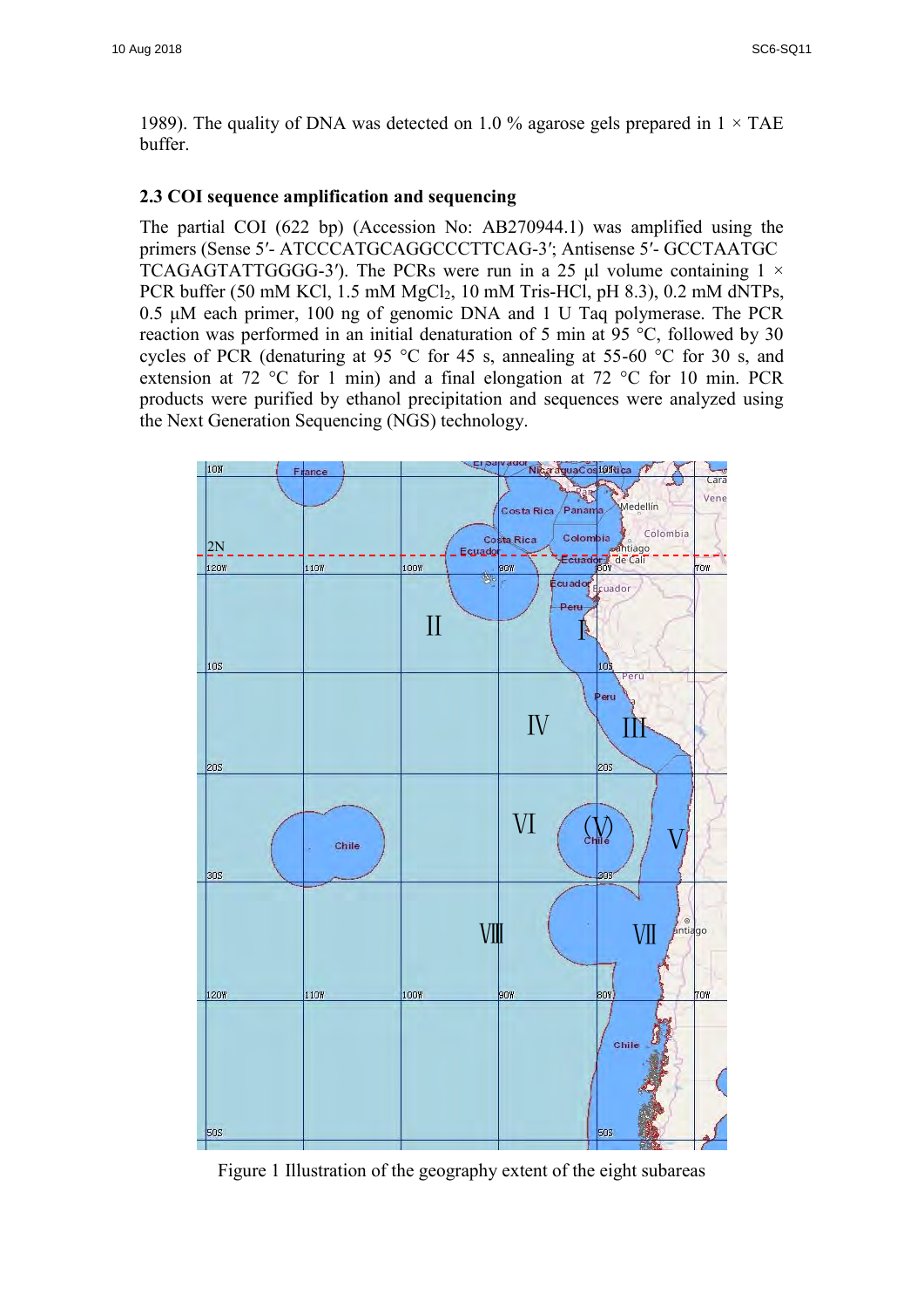1989). The quality of DNA was detected on 1.0 % agarose gels prepared in 1 × TAE buffer.

### 2.3 COI sequence amplification and sequencing

The partial COI (622 bp) (Accession No: AB270944.1) was amplified using the primers (Sense 5′- ATCCCATGCAGGCCCTTCAG-3′; Antisense 5′- GCCTAATGC TCAGAGTATTGGGG-3′). The PCRs were run in a 25 μl volume containing 1 × PCR buffer (50 mM KCl, 1.5 mM $MgCl_2$, 10 mM Tris-HCl, pH 8.3), 0.2 mM dNTPs, 0.5 μM each primer, 100 ng of genomic DNA and 1 U Taq polymerase. The PCR reaction was performed in an initial denaturation of 5 min at 95 °C, followed by 30 cycles of PCR (denaturing at 95 °C for 45 s, annealing at 55-60 °C for 30 s, and extension at 72 °C for 1 min) and a final elongation at 72 °C for 10 min. PCR products were purified by ethanol precipitation and sequences were analyzed using the Next Generation Sequencing (NGS) technology.

Figure 1 Illustration of the geography extent of the eight subareas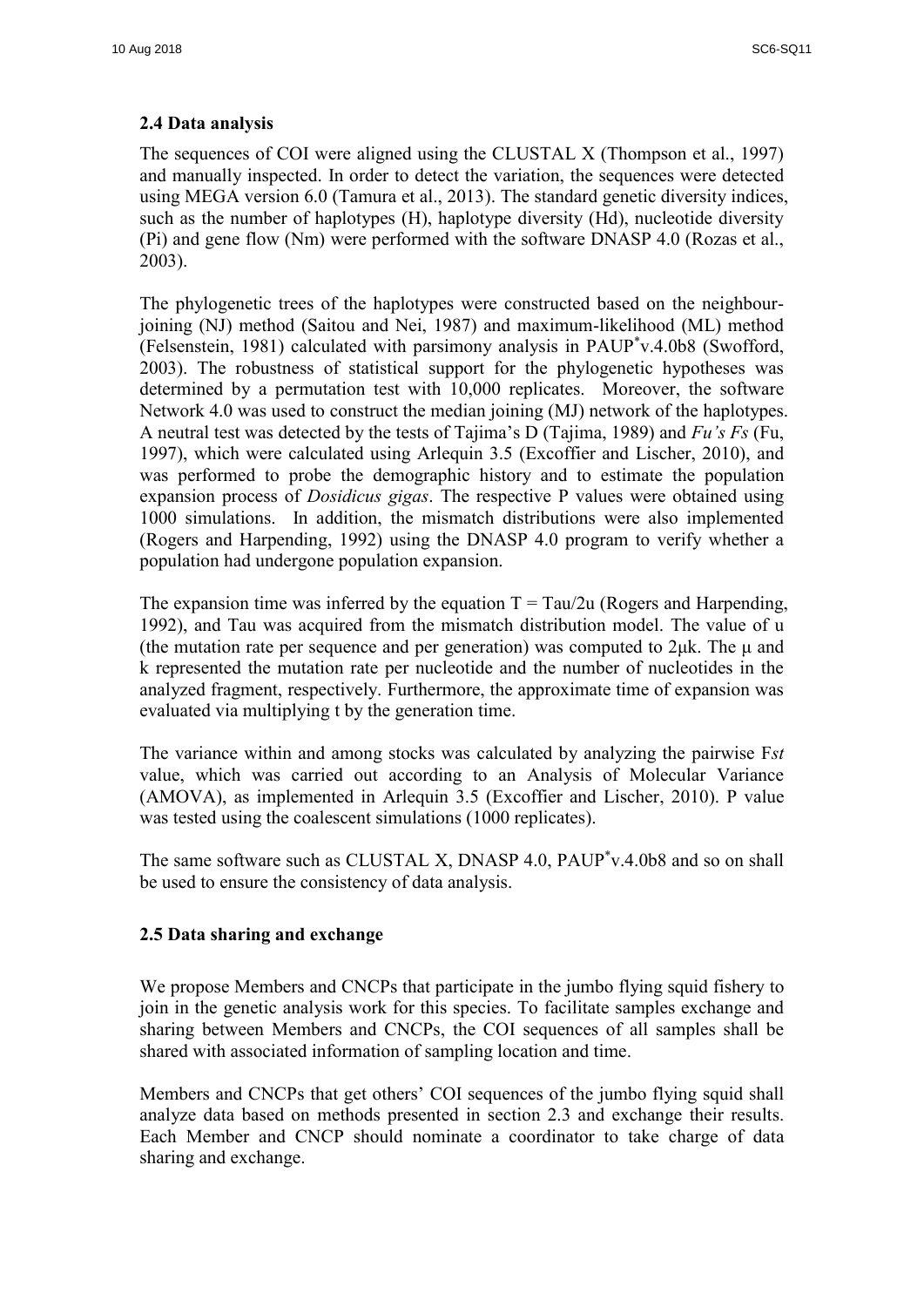### 2.4 Data analysis

The sequences of COI were aligned using the CLUSTAL X (Thompson et al., 1997) and manually inspected. In order to detect the variation, the sequences were detected using MEGA version 6.0 (Tamura et al., 2013). The standard genetic diversity indices, such as the number of haplotypes (H), haplotype diversity (Hd), nucleotide diversity (Pi) and gene flow (Nm) were performed with the software DNASP 4.0 (Rozas et al., 2003).

The phylogenetic trees of the haplotypes were constructed based on the neighbour-joining (NJ) method (Saitou and Nei, 1987) and maximum-likelihood (ML) method (Felsenstein, 1981) calculated with parsimony analysis in PAUP*v.4.0b8 (Swofford, 2003). The robustness of statistical support for the phylogenetic hypotheses was determined by a permutation test with 10,000 replicates. Moreover, the software Network 4.0 was used to construct the median joining (MJ) network of the haplotypes. A neutral test was detected by the tests of Tajima's D (Tajima, 1989) and *Fu's Fs* (Fu, 1997), which were calculated using Arlequin 3.5 (Excoffier and Lischer, 2010), and was performed to probe the demographic history and to estimate the population expansion process of *Dosidicus gigas*. The respective P values were obtained using 1000 simulations. In addition, the mismatch distributions were also implemented (Rogers and Harpending, 1992) using the DNASP 4.0 program to verify whether a population had undergone population expansion.

The expansion time was inferred by the equation $T = Tau/2u$ (Rogers and Harpending, 1992), and Tau was acquired from the mismatch distribution model. The value of u (the mutation rate per sequence and per generation) was computed to $2\mu k$. The $\mu$ and k represented the mutation rate per nucleotide and the number of nucleotides in the analyzed fragment, respectively. Furthermore, the approximate time of expansion was evaluated via multiplying t by the generation time.

The variance within and among stocks was calculated by analyzing the pairwise $F_{st}$ value, which was carried out according to an Analysis of Molecular Variance (AMOVA), as implemented in Arlequin 3.5 (Excoffier and Lischer, 2010). P value was tested using the coalescent simulations (1000 replicates).

The same software such as CLUSTAL X, DNASP 4.0, PAUP*v.4.0b8 and so on shall be used to ensure the consistency of data analysis.

### 2.5 Data sharing and exchange

We propose Members and CNCPs that participate in the jumbo flying squid fishery to join in the genetic analysis work for this species. To facilitate samples exchange and sharing between Members and CNCPs, the COI sequences of all samples shall be shared with associated information of sampling location and time.

Members and CNCPs that get others' COI sequences of the jumbo flying squid shall analyze data based on methods presented in section 2.3 and exchange their results. Each Member and CNCP should nominate a coordinator to take charge of data sharing and exchange.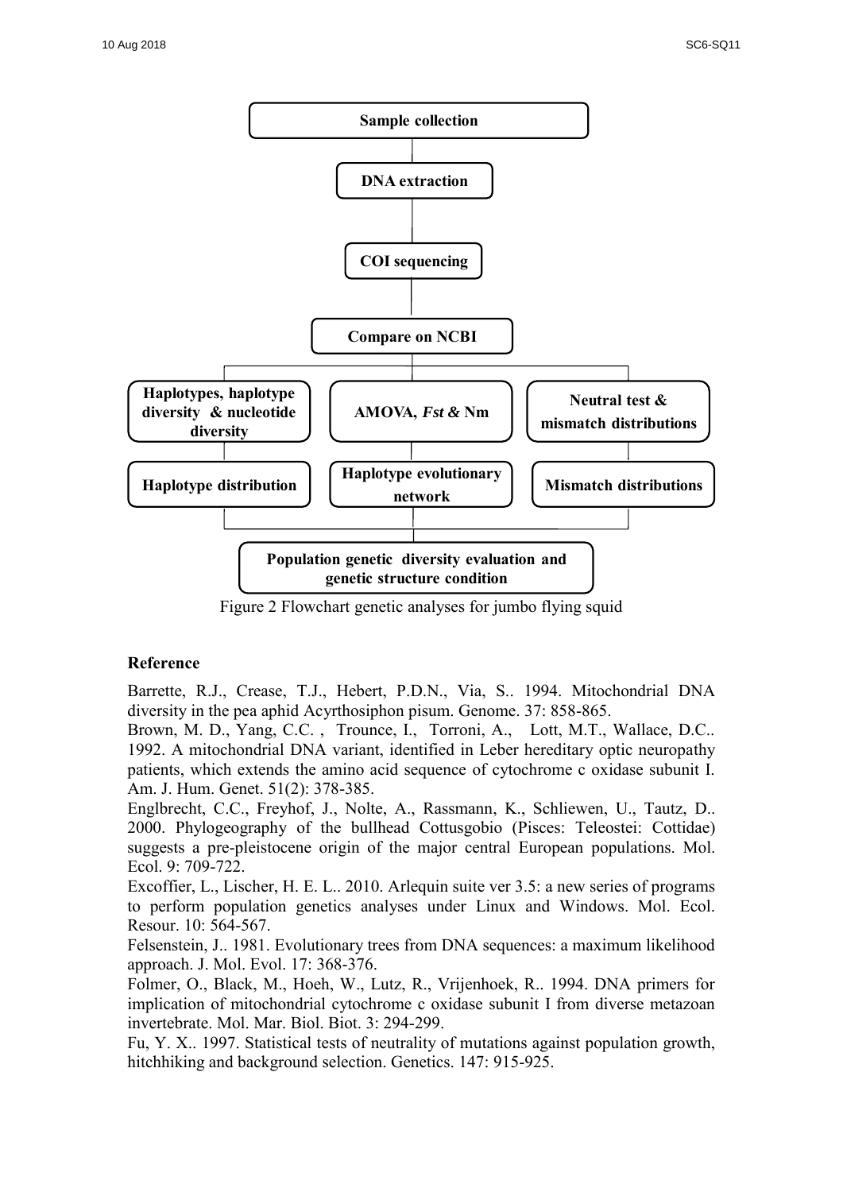Sample collection

DNA extraction

COI sequencing

Compare on NCBI

| Haplotypes, haplotype diversity & nucleotide diversity | AMOVA, *Fst* & Nm | Neutral test & mismatch distributions |
|---|---|---|
| Haplotype distribution | Haplotype evolutionary network | Mismatch distributions |

Population genetic diversity evaluation and genetic structure condition

Figure 2 Flowchart genetic analyses for jumbo flying squid

## Reference

Barrette, R.J., Crease, T.J., Hebert, P.D.N., Via, S.. 1994. Mitochondrial DNA diversity in the pea aphid Acyrthosiphon pisum. Genome. 37: 858-865.

Brown, M. D., Yang, C.C. , Trounce, I., Torroni, A., Lott, M.T., Wallace, D.C.. 1992. A mitochondrial DNA variant, identified in Leber hereditary optic neuropathy patients, which extends the amino acid sequence of cytochrome c oxidase subunit I. Am. J. Hum. Genet. 51(2): 378-385.

Englbrecht, C.C., Freyhof, J., Nolte, A., Rassmann, K., Schliewen, U., Tautz, D.. 2000. Phylogeography of the bullhead Cottusgobio (Pisces: Teleostei: Cottidae) suggests a pre-pleistocene origin of the major central European populations. Mol. Ecol. 9: 709-722.

Excoffier, L., Lischer, H. E. L.. 2010. Arlequin suite ver 3.5: a new series of programs to perform population genetics analyses under Linux and Windows. Mol. Ecol. Resour. 10: 564-567.

Felsenstein, J.. 1981. Evolutionary trees from DNA sequences: a maximum likelihood approach. J. Mol. Evol. 17: 368-376.

Folmer, O., Black, M., Hoeh, W., Lutz, R., Vrijenhoek, R.. 1994. DNA primers for implication of mitochondrial cytochrome c oxidase subunit I from diverse metazoan invertebrate. Mol. Mar. Biol. Biot. 3: 294-299.

Fu, Y. X.. 1997. Statistical tests of neutrality of mutations against population growth, hitchhiking and background selection. Genetics. 147: 915-925.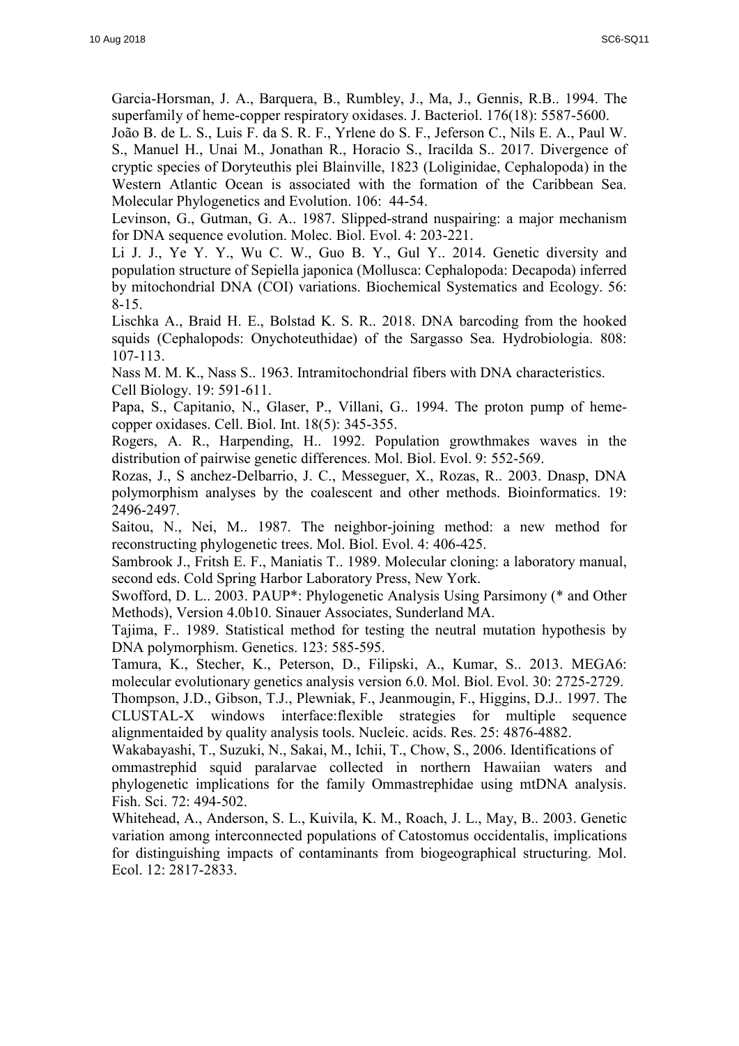Garcia-Horsman, J. A., Barquera, B., Rumbley, J., Ma, J., Gennis, R.B.. 1994. The superfamily of heme-copper respiratory oxidases. J. Bacteriol. 176(18): 5587-5600.

João B. de L. S., Luis F. da S. R. F., Yrlene do S. F., Jeferson C., Nils E. A., Paul W. S., Manuel H., Unai M., Jonathan R., Horacio S., Iracilda S.. 2017. Divergence of cryptic species of Doryteuthis plei Blainville, 1823 (Loliginidae, Cephalopoda) in the Western Atlantic Ocean is associated with the formation of the Caribbean Sea. Molecular Phylogenetics and Evolution. 106: 44-54.

Levinson, G., Gutman, G. A.. 1987. Slipped-strand nuspairing: a major mechanism for DNA sequence evolution. Molec. Biol. Evol. 4: 203-221.

Li J. J., Ye Y. Y., Wu C. W., Guo B. Y., Gul Y.. 2014. Genetic diversity and population structure of Sepiella japonica (Mollusca: Cephalopoda: Decapoda) inferred by mitochondrial DNA (COI) variations. Biochemical Systematics and Ecology. 56: 8-15.

Lischka A., Braid H. E., Bolstad K. S. R.. 2018. DNA barcoding from the hooked squids (Cephalopods: Onychoteuthidae) of the Sargasso Sea. Hydrobiologia. 808: 107-113.

Nass M. M. K., Nass S.. 1963. Intramitochondrial fibers with DNA characteristics. Cell Biology. 19: 591-611.

Papa, S., Capitanio, N., Glaser, P., Villani, G.. 1994. The proton pump of heme-copper oxidases. Cell. Biol. Int. 18(5): 345-355.

Rogers, A. R., Harpending, H.. 1992. Population growthmakes waves in the distribution of pairwise genetic differences. Mol. Biol. Evol. 9: 552-569.

Rozas, J., S anchez-Delbarrio, J. C., Messeguer, X., Rozas, R.. 2003. Dnasp, DNA polymorphism analyses by the coalescent and other methods. Bioinformatics. 19: 2496-2497.

Saitou, N., Nei, M.. 1987. The neighbor-joining method: a new method for reconstructing phylogenetic trees. Mol. Biol. Evol. 4: 406-425.

Sambrook J., Fritsh E. F., Maniatis T.. 1989. Molecular cloning: a laboratory manual, second eds. Cold Spring Harbor Laboratory Press, New York.

Swofford, D. L.. 2003. PAUP*: Phylogenetic Analysis Using Parsimony (* and Other Methods), Version 4.0b10. Sinauer Associates, Sunderland MA.

Tajima, F.. 1989. Statistical method for testing the neutral mutation hypothesis by DNA polymorphism. Genetics. 123: 585-595.

Tamura, K., Stecher, K., Peterson, D., Filipski, A., Kumar, S.. 2013. MEGA6: molecular evolutionary genetics analysis version 6.0. Mol. Biol. Evol. 30: 2725-2729.

Thompson, J.D., Gibson, T.J., Plewniak, F., Jeanmougin, F., Higgins, D.J.. 1997. The CLUSTAL-X windows interface:flexible strategies for multiple sequence alignmentaided by quality analysis tools. Nucleic. acids. Res. 25: 4876-4882.

Wakabayashi, T., Suzuki, N., Sakai, M., Ichii, T., Chow, S., 2006. Identifications of ommastrephid squid paralarvae collected in northern Hawaiian waters and phylogenetic implications for the family Ommastrephidae using mtDNA analysis. Fish. Sci. 72: 494-502.

Whitehead, A., Anderson, S. L., Kuivila, K. M., Roach, J. L., May, B.. 2003. Genetic variation among interconnected populations of Catostomus occidentalis, implications for distinguishing impacts of contaminants from biogeographical structuring. Mol. Ecol. 12: 2817-2833.